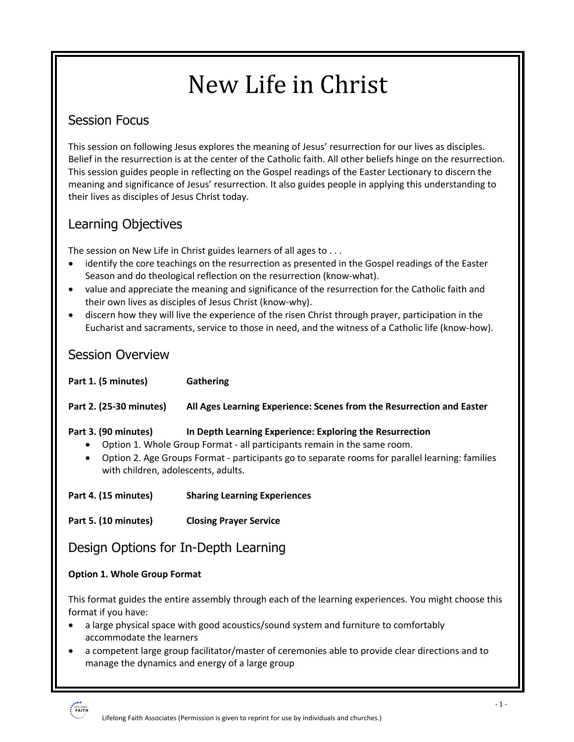# New Life in Christ

## Session Focus

This session on following Jesus explores the meaning of Jesus' resurrection for our lives as disciples. Belief in the resurrection is at the center of the Catholic faith. All other beliefs hinge on the resurrection. This session guides people in reflecting on the Gospel readings of the Easter Lectionary to discern the meaning and significance of Jesus' resurrection. It also guides people in applying this understanding to their lives as disciples of Jesus Christ today.

## Learning Objectives

The session on New Life in Christ guides learners of all ages to . . .

- identify the core teachings on the resurrection as presented in the Gospel readings of the Easter Season and do theological reflection on the resurrection (know-what).
- value and appreciate the meaning and significance of the resurrection for the Catholic faith and their own lives as disciples of Jesus Christ (know-why).
- discern how they will live the experience of the risen Christ through prayer, participation in the Eucharist and sacraments, service to those in need, and the witness of a Catholic life (know-how).

## Session Overview

**Part 1. (5 minutes)** **Gathering**

**Part 2. (25-30 minutes)** **All Ages Learning Experience: Scenes from the Resurrection and Easter**

**Part 3. (90 minutes)** **In Depth Learning Experience: Exploring the Resurrection**

- Option 1. Whole Group Format - all participants remain in the same room.
- Option 2. Age Groups Format - participants go to separate rooms for parallel learning: families with children, adolescents, adults.

**Part 4. (15 minutes)** **Sharing Learning Experiences**

**Part 5. (10 minutes)** **Closing Prayer Service**

## Design Options for In-Depth Learning

**Option 1. Whole Group Format**

This format guides the entire assembly through each of the learning experiences. You might choose this format if you have:

- a large physical space with good acoustics/sound system and furniture to comfortably accommodate the learners
- a competent large group facilitator/master of ceremonies able to provide clear directions and to manage the dynamics and energy of a large group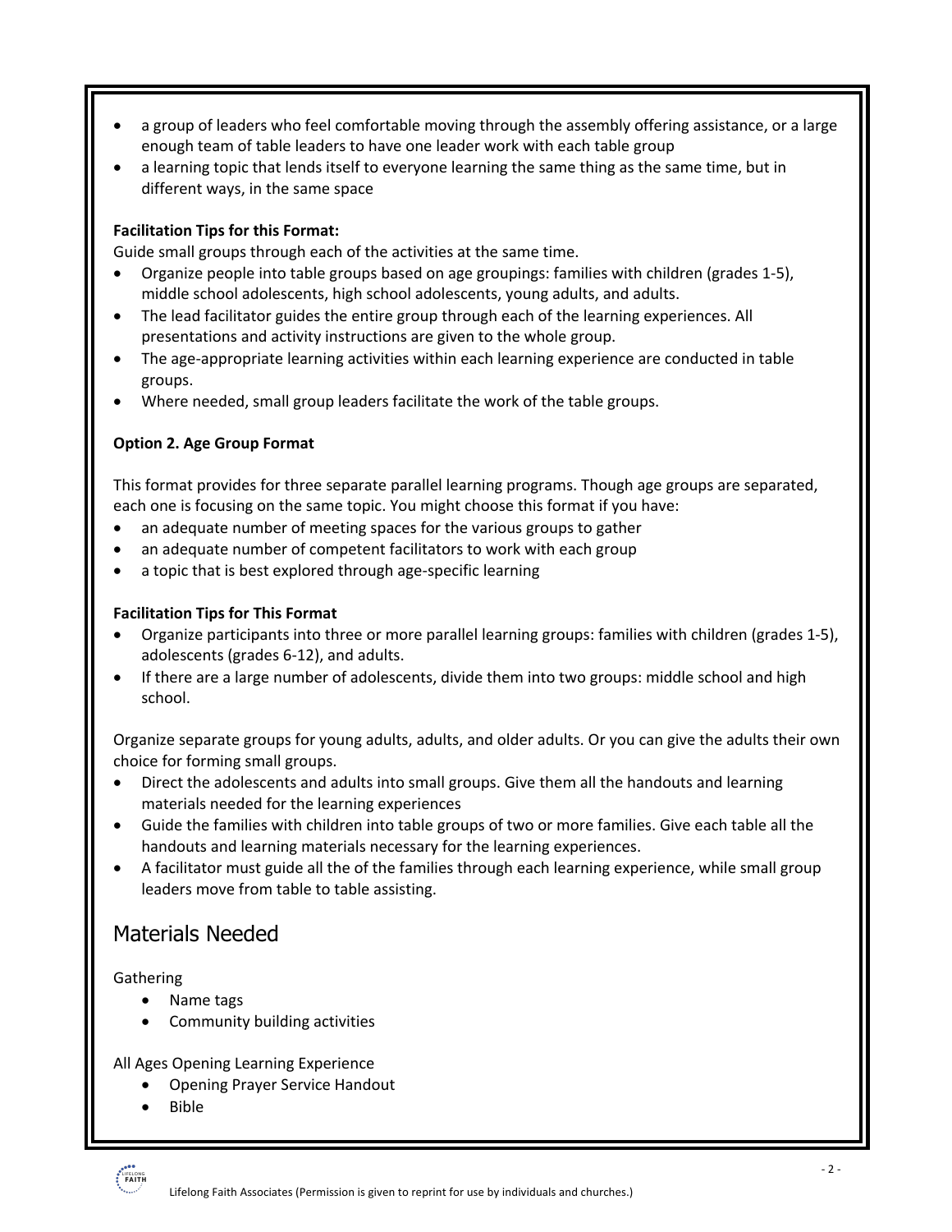- a group of leaders who feel comfortable moving through the assembly offering assistance, or a large enough team of table leaders to have one leader work with each table group
- a learning topic that lends itself to everyone learning the same thing as the same time, but in different ways, in the same space

**Facilitation Tips for this Format:**

Guide small groups through each of the activities at the same time.

- Organize people into table groups based on age groupings: families with children (grades 1-5), middle school adolescents, high school adolescents, young adults, and adults.
- The lead facilitator guides the entire group through each of the learning experiences. All presentations and activity instructions are given to the whole group.
- The age-appropriate learning activities within each learning experience are conducted in table groups.
- Where needed, small group leaders facilitate the work of the table groups.

**Option 2. Age Group Format**

This format provides for three separate parallel learning programs. Though age groups are separated, each one is focusing on the same topic. You might choose this format if you have:

- an adequate number of meeting spaces for the various groups to gather
- an adequate number of competent facilitators to work with each group
- a topic that is best explored through age-specific learning

**Facilitation Tips for This Format**

- Organize participants into three or more parallel learning groups: families with children (grades 1-5), adolescents (grades 6-12), and adults.
- If there are a large number of adolescents, divide them into two groups: middle school and high school.

Organize separate groups for young adults, adults, and older adults. Or you can give the adults their own choice for forming small groups.

- Direct the adolescents and adults into small groups. Give them all the handouts and learning materials needed for the learning experiences
- Guide the families with children into table groups of two or more families. Give each table all the handouts and learning materials necessary for the learning experiences.
- A facilitator must guide all the of the families through each learning experience, while small group leaders move from table to table assisting.

## Materials Needed

Gathering

- Name tags
- Community building activities

All Ages Opening Learning Experience

- Opening Prayer Service Handout
- Bible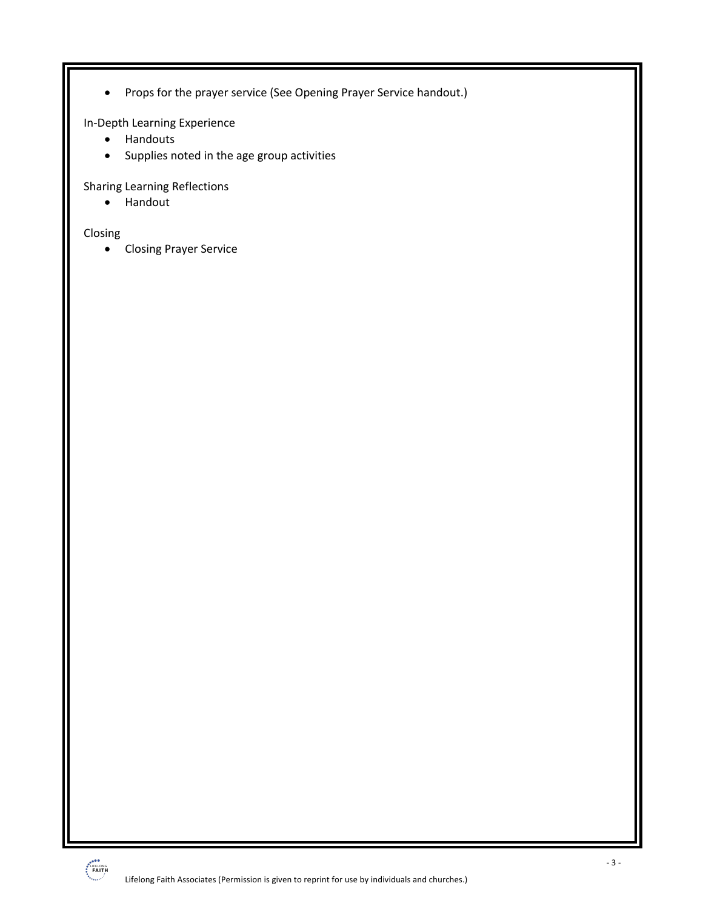- Props for the prayer service (See Opening Prayer Service handout.)

In-Depth Learning Experience

- Handouts
- Supplies noted in the age group activities

Sharing Learning Reflections

- Handout

Closing

- Closing Prayer Service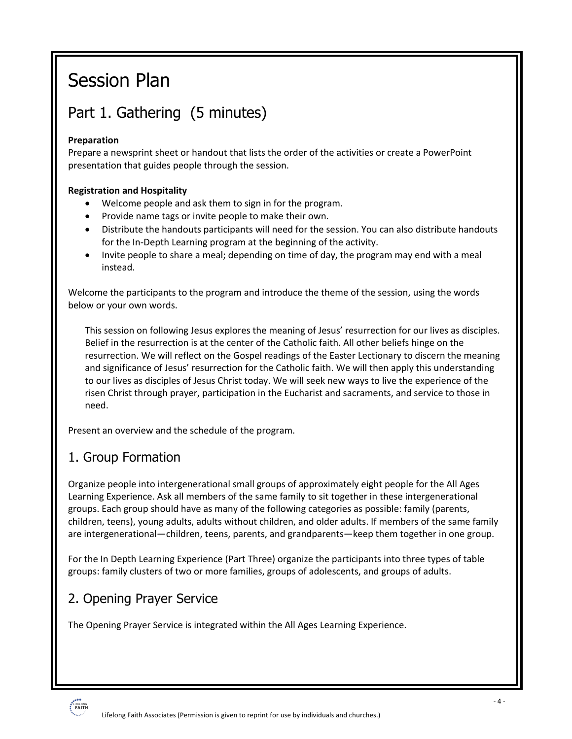# Session Plan

## Part 1. Gathering (5 minutes)

**Preparation**
Prepare a newsprint sheet or handout that lists the order of the activities or create a PowerPoint presentation that guides people through the session.

**Registration and Hospitality**

- Welcome people and ask them to sign in for the program.
- Provide name tags or invite people to make their own.
- Distribute the handouts participants will need for the session. You can also distribute handouts for the In-Depth Learning program at the beginning of the activity.
- Invite people to share a meal; depending on time of day, the program may end with a meal instead.

Welcome the participants to the program and introduce the theme of the session, using the words below or your own words.

> This session on following Jesus explores the meaning of Jesus' resurrection for our lives as disciples. Belief in the resurrection is at the center of the Catholic faith. All other beliefs hinge on the resurrection. We will reflect on the Gospel readings of the Easter Lectionary to discern the meaning and significance of Jesus' resurrection for the Catholic faith. We will then apply this understanding to our lives as disciples of Jesus Christ today. We will seek new ways to live the experience of the risen Christ through prayer, participation in the Eucharist and sacraments, and service to those in need.

Present an overview and the schedule of the program.

## 1. Group Formation

Organize people into intergenerational small groups of approximately eight people for the All Ages Learning Experience. Ask all members of the same family to sit together in these intergenerational groups. Each group should have as many of the following categories as possible: family (parents, children, teens), young adults, adults without children, and older adults. If members of the same family are intergenerational—children, teens, parents, and grandparents—keep them together in one group.

For the In Depth Learning Experience (Part Three) organize the participants into three types of table groups: family clusters of two or more families, groups of adolescents, and groups of adults.

## 2. Opening Prayer Service

The Opening Prayer Service is integrated within the All Ages Learning Experience.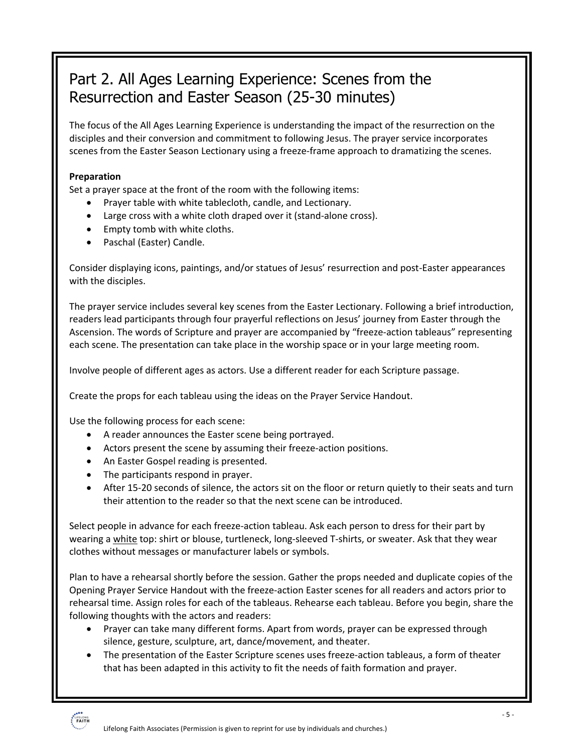## Part 2. All Ages Learning Experience: Scenes from the Resurrection and Easter Season (25-30 minutes)

The focus of the All Ages Learning Experience is understanding the impact of the resurrection on the disciples and their conversion and commitment to following Jesus. The prayer service incorporates scenes from the Easter Season Lectionary using a freeze-frame approach to dramatizing the scenes.

**Preparation**

Set a prayer space at the front of the room with the following items:

- Prayer table with white tablecloth, candle, and Lectionary.
- Large cross with a white cloth draped over it (stand-alone cross).
- Empty tomb with white cloths.
- Paschal (Easter) Candle.

Consider displaying icons, paintings, and/or statues of Jesus' resurrection and post-Easter appearances with the disciples.

The prayer service includes several key scenes from the Easter Lectionary. Following a brief introduction, readers lead participants through four prayerful reflections on Jesus' journey from Easter through the Ascension. The words of Scripture and prayer are accompanied by "freeze-action tableaus" representing each scene. The presentation can take place in the worship space or in your large meeting room.

Involve people of different ages as actors. Use a different reader for each Scripture passage.

Create the props for each tableau using the ideas on the Prayer Service Handout.

Use the following process for each scene:

- A reader announces the Easter scene being portrayed.
- Actors present the scene by assuming their freeze-action positions.
- An Easter Gospel reading is presented.
- The participants respond in prayer.
- After 15-20 seconds of silence, the actors sit on the floor or return quietly to their seats and turn their attention to the reader so that the next scene can be introduced.

Select people in advance for each freeze-action tableau. Ask each person to dress for their part by wearing a <u>white</u> top: shirt or blouse, turtleneck, long-sleeved T-shirts, or sweater. Ask that they wear clothes without messages or manufacturer labels or symbols.

Plan to have a rehearsal shortly before the session. Gather the props needed and duplicate copies of the Opening Prayer Service Handout with the freeze-action Easter scenes for all readers and actors prior to rehearsal time. Assign roles for each of the tableaus. Rehearse each tableau. Before you begin, share the following thoughts with the actors and readers:

- Prayer can take many different forms. Apart from words, prayer can be expressed through silence, gesture, sculpture, art, dance/movement, and theater.
- The presentation of the Easter Scripture scenes uses freeze-action tableaus, a form of theater that has been adapted in this activity to fit the needs of faith formation and prayer.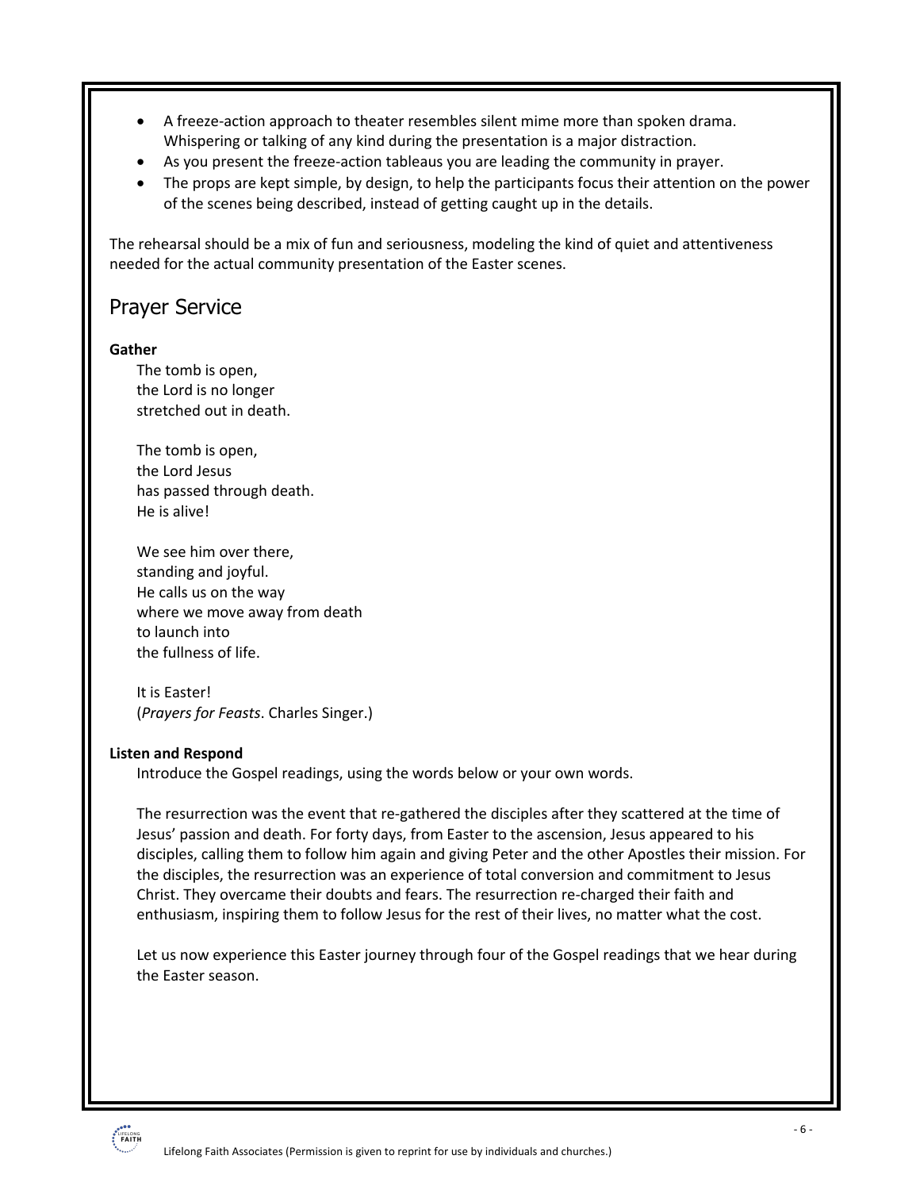- A freeze-action approach to theater resembles silent mime more than spoken drama. Whispering or talking of any kind during the presentation is a major distraction.
- As you present the freeze-action tableaus you are leading the community in prayer.
- The props are kept simple, by design, to help the participants focus their attention on the power of the scenes being described, instead of getting caught up in the details.

The rehearsal should be a mix of fun and seriousness, modeling the kind of quiet and attentiveness needed for the actual community presentation of the Easter scenes.

## Prayer Service

**Gather**

The tomb is open,
the Lord is no longer
stretched out in death.

The tomb is open,
the Lord Jesus
has passed through death.
He is alive!

We see him over there,
standing and joyful.
He calls us on the way
where we move away from death
to launch into
the fullness of life.

It is Easter!
(*Prayers for Feasts*. Charles Singer.)

**Listen and Respond**

Introduce the Gospel readings, using the words below or your own words.

The resurrection was the event that re-gathered the disciples after they scattered at the time of Jesus' passion and death. For forty days, from Easter to the ascension, Jesus appeared to his disciples, calling them to follow him again and giving Peter and the other Apostles their mission. For the disciples, the resurrection was an experience of total conversion and commitment to Jesus Christ. They overcame their doubts and fears. The resurrection re-charged their faith and enthusiasm, inspiring them to follow Jesus for the rest of their lives, no matter what the cost.

Let us now experience this Easter journey through four of the Gospel readings that we hear during the Easter season.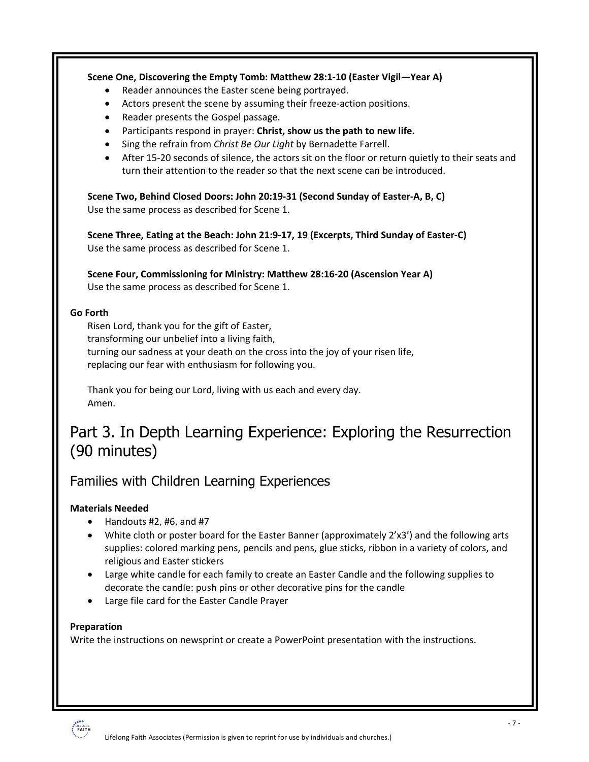**Scene One, Discovering the Empty Tomb: Matthew 28:1-10 (Easter Vigil—Year A)**

- Reader announces the Easter scene being portrayed.
- Actors present the scene by assuming their freeze-action positions.
- Reader presents the Gospel passage.
- Participants respond in prayer: **Christ, show us the path to new life.**
- Sing the refrain from *Christ Be Our Light* by Bernadette Farrell.
- After 15-20 seconds of silence, the actors sit on the floor or return quietly to their seats and turn their attention to the reader so that the next scene can be introduced.

**Scene Two, Behind Closed Doors: John 20:19-31 (Second Sunday of Easter-A, B, C)**
Use the same process as described for Scene 1.

**Scene Three, Eating at the Beach: John 21:9-17, 19 (Excerpts, Third Sunday of Easter-C)**
Use the same process as described for Scene 1.

**Scene Four, Commissioning for Ministry: Matthew 28:16-20 (Ascension Year A)**
Use the same process as described for Scene 1.

**Go Forth**

Risen Lord, thank you for the gift of Easter,
transforming our unbelief into a living faith,
turning our sadness at your death on the cross into the joy of your risen life,
replacing our fear with enthusiasm for following you.

Thank you for being our Lord, living with us each and every day.
Amen.

# Part 3. In Depth Learning Experience: Exploring the Resurrection (90 minutes)

## Families with Children Learning Experiences

**Materials Needed**

- Handouts #2, #6, and #7
- White cloth or poster board for the Easter Banner (approximately 2'x3') and the following arts supplies: colored marking pens, pencils and pens, glue sticks, ribbon in a variety of colors, and religious and Easter stickers
- Large white candle for each family to create an Easter Candle and the following supplies to decorate the candle: push pins or other decorative pins for the candle
- Large file card for the Easter Candle Prayer

**Preparation**

Write the instructions on newsprint or create a PowerPoint presentation with the instructions.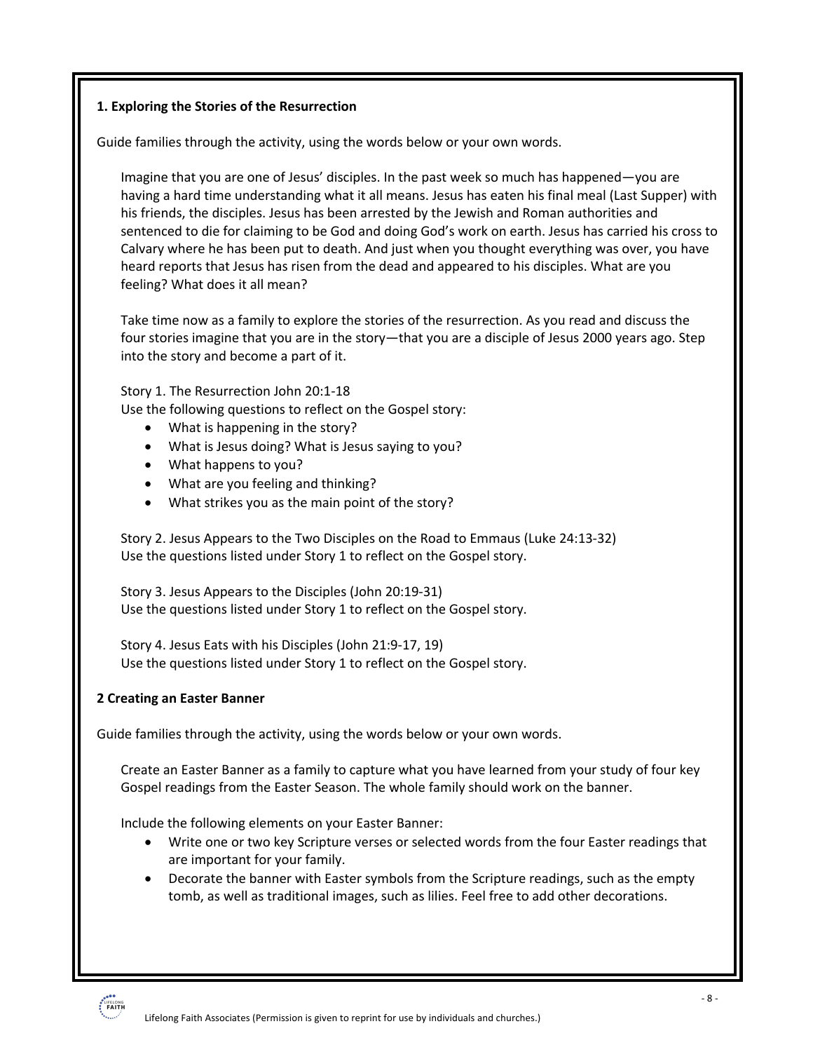**1. Exploring the Stories of the Resurrection**

Guide families through the activity, using the words below or your own words.

Imagine that you are one of Jesus' disciples. In the past week so much has happened—you are having a hard time understanding what it all means. Jesus has eaten his final meal (Last Supper) with his friends, the disciples. Jesus has been arrested by the Jewish and Roman authorities and sentenced to die for claiming to be God and doing God's work on earth. Jesus has carried his cross to Calvary where he has been put to death. And just when you thought everything was over, you have heard reports that Jesus has risen from the dead and appeared to his disciples. What are you feeling? What does it all mean?

Take time now as a family to explore the stories of the resurrection. As you read and discuss the four stories imagine that you are in the story—that you are a disciple of Jesus 2000 years ago. Step into the story and become a part of it.

Story 1. The Resurrection John 20:1-18
Use the following questions to reflect on the Gospel story:

- What is happening in the story?
- What is Jesus doing? What is Jesus saying to you?
- What happens to you?
- What are you feeling and thinking?
- What strikes you as the main point of the story?

Story 2. Jesus Appears to the Two Disciples on the Road to Emmaus (Luke 24:13-32)
Use the questions listed under Story 1 to reflect on the Gospel story.

Story 3. Jesus Appears to the Disciples (John 20:19-31)
Use the questions listed under Story 1 to reflect on the Gospel story.

Story 4. Jesus Eats with his Disciples (John 21:9-17, 19)
Use the questions listed under Story 1 to reflect on the Gospel story.

**2 Creating an Easter Banner**

Guide families through the activity, using the words below or your own words.

Create an Easter Banner as a family to capture what you have learned from your study of four key Gospel readings from the Easter Season. The whole family should work on the banner.

Include the following elements on your Easter Banner:

- Write one or two key Scripture verses or selected words from the four Easter readings that are important for your family.
- Decorate the banner with Easter symbols from the Scripture readings, such as the empty tomb, as well as traditional images, such as lilies. Feel free to add other decorations.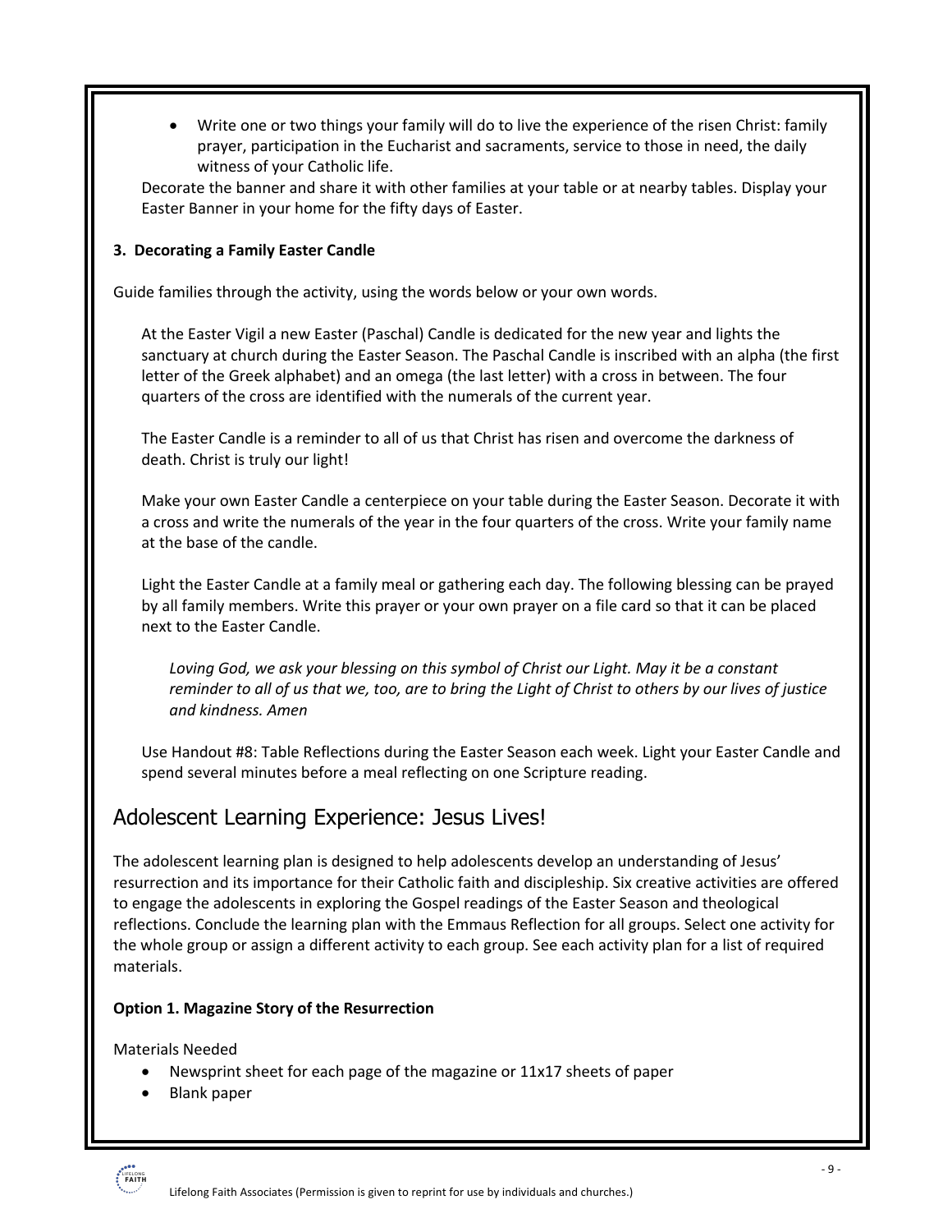- Write one or two things your family will do to live the experience of the risen Christ: family prayer, participation in the Eucharist and sacraments, service to those in need, the daily witness of your Catholic life.

Decorate the banner and share it with other families at your table or at nearby tables. Display your Easter Banner in your home for the fifty days of Easter.

**3. Decorating a Family Easter Candle**

Guide families through the activity, using the words below or your own words.

At the Easter Vigil a new Easter (Paschal) Candle is dedicated for the new year and lights the sanctuary at church during the Easter Season. The Paschal Candle is inscribed with an alpha (the first letter of the Greek alphabet) and an omega (the last letter) with a cross in between. The four quarters of the cross are identified with the numerals of the current year.

The Easter Candle is a reminder to all of us that Christ has risen and overcome the darkness of death. Christ is truly our light!

Make your own Easter Candle a centerpiece on your table during the Easter Season. Decorate it with a cross and write the numerals of the year in the four quarters of the cross. Write your family name at the base of the candle.

Light the Easter Candle at a family meal or gathering each day. The following blessing can be prayed by all family members. Write this prayer or your own prayer on a file card so that it can be placed next to the Easter Candle.

*Loving God, we ask your blessing on this symbol of Christ our Light. May it be a constant reminder to all of us that we, too, are to bring the Light of Christ to others by our lives of justice and kindness. Amen*

Use Handout #8: Table Reflections during the Easter Season each week. Light your Easter Candle and spend several minutes before a meal reflecting on one Scripture reading.

## Adolescent Learning Experience: Jesus Lives!

The adolescent learning plan is designed to help adolescents develop an understanding of Jesus' resurrection and its importance for their Catholic faith and discipleship. Six creative activities are offered to engage the adolescents in exploring the Gospel readings of the Easter Season and theological reflections. Conclude the learning plan with the Emmaus Reflection for all groups. Select one activity for the whole group or assign a different activity to each group. See each activity plan for a list of required materials.

**Option 1. Magazine Story of the Resurrection**

Materials Needed

- Newsprint sheet for each page of the magazine or 11x17 sheets of paper
- Blank paper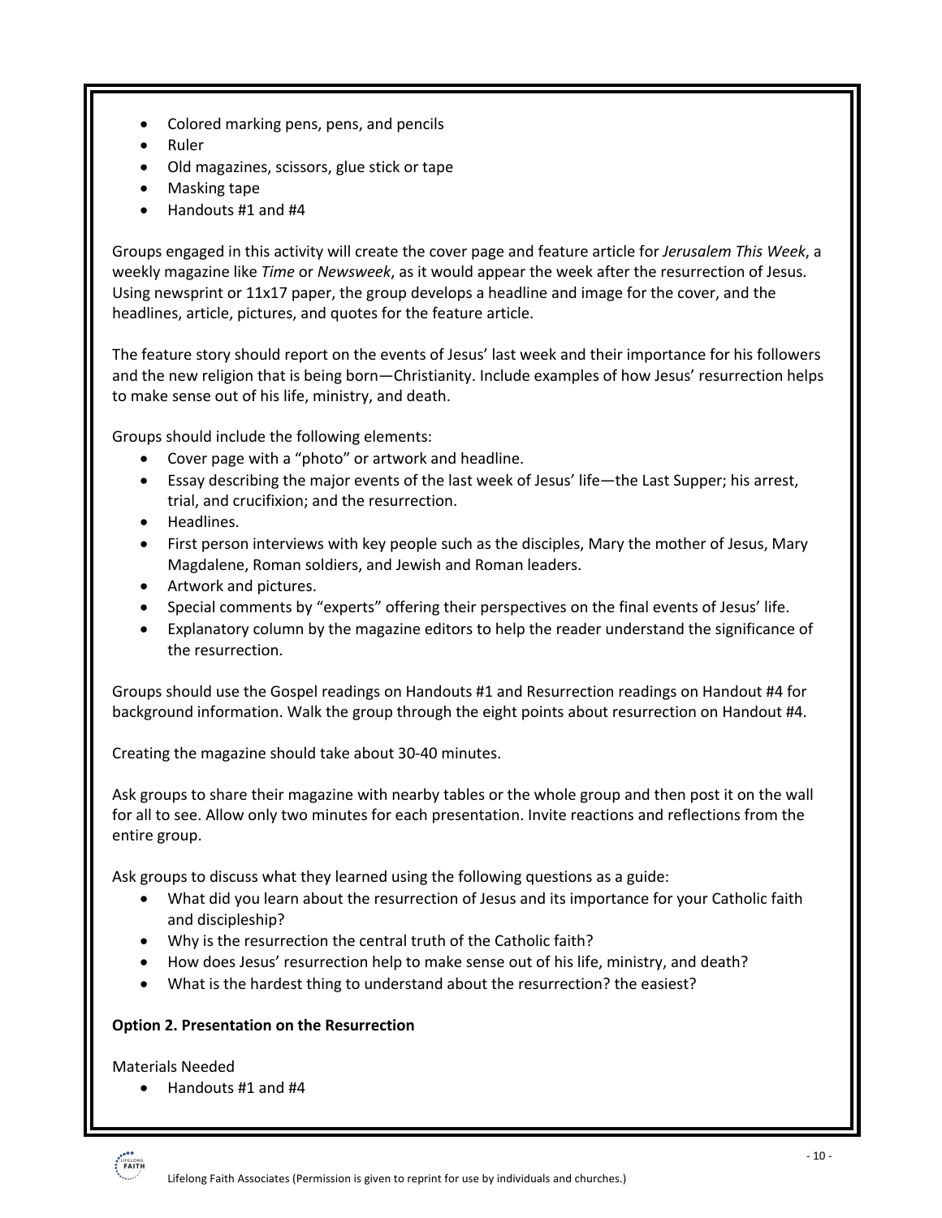- Colored marking pens, pens, and pencils
- Ruler
- Old magazines, scissors, glue stick or tape
- Masking tape
- Handouts #1 and #4

Groups engaged in this activity will create the cover page and feature article for *Jerusalem This Week*, a weekly magazine like *Time* or *Newsweek*, as it would appear the week after the resurrection of Jesus. Using newsprint or 11x17 paper, the group develops a headline and image for the cover, and the headlines, article, pictures, and quotes for the feature article.

The feature story should report on the events of Jesus' last week and their importance for his followers and the new religion that is being born—Christianity. Include examples of how Jesus' resurrection helps to make sense out of his life, ministry, and death.

Groups should include the following elements:

- Cover page with a "photo" or artwork and headline.
- Essay describing the major events of the last week of Jesus' life—the Last Supper; his arrest, trial, and crucifixion; and the resurrection.
- Headlines.
- First person interviews with key people such as the disciples, Mary the mother of Jesus, Mary Magdalene, Roman soldiers, and Jewish and Roman leaders.
- Artwork and pictures.
- Special comments by "experts" offering their perspectives on the final events of Jesus' life.
- Explanatory column by the magazine editors to help the reader understand the significance of the resurrection.

Groups should use the Gospel readings on Handouts #1 and Resurrection readings on Handout #4 for background information. Walk the group through the eight points about resurrection on Handout #4.

Creating the magazine should take about 30-40 minutes.

Ask groups to share their magazine with nearby tables or the whole group and then post it on the wall for all to see. Allow only two minutes for each presentation. Invite reactions and reflections from the entire group.

Ask groups to discuss what they learned using the following questions as a guide:

- What did you learn about the resurrection of Jesus and its importance for your Catholic faith and discipleship?
- Why is the resurrection the central truth of the Catholic faith?
- How does Jesus' resurrection help to make sense out of his life, ministry, and death?
- What is the hardest thing to understand about the resurrection? the easiest?

**Option 2. Presentation on the Resurrection**

Materials Needed

- Handouts #1 and #4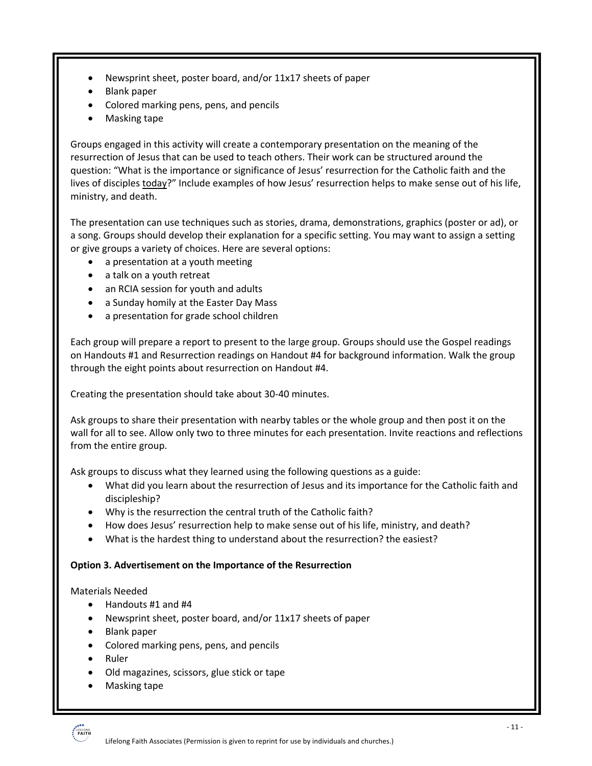- Newsprint sheet, poster board, and/or 11x17 sheets of paper
- Blank paper
- Colored marking pens, pens, and pencils
- Masking tape

Groups engaged in this activity will create a contemporary presentation on the meaning of the resurrection of Jesus that can be used to teach others. Their work can be structured around the question: "What is the importance or significance of Jesus' resurrection for the Catholic faith and the lives of disciples today?" Include examples of how Jesus' resurrection helps to make sense out of his life, ministry, and death.

The presentation can use techniques such as stories, drama, demonstrations, graphics (poster or ad), or a song. Groups should develop their explanation for a specific setting. You may want to assign a setting or give groups a variety of choices. Here are several options:

- a presentation at a youth meeting
- a talk on a youth retreat
- an RCIA session for youth and adults
- a Sunday homily at the Easter Day Mass
- a presentation for grade school children

Each group will prepare a report to present to the large group. Groups should use the Gospel readings on Handouts #1 and Resurrection readings on Handout #4 for background information. Walk the group through the eight points about resurrection on Handout #4.

Creating the presentation should take about 30-40 minutes.

Ask groups to share their presentation with nearby tables or the whole group and then post it on the wall for all to see. Allow only two to three minutes for each presentation. Invite reactions and reflections from the entire group.

Ask groups to discuss what they learned using the following questions as a guide:

- What did you learn about the resurrection of Jesus and its importance for the Catholic faith and discipleship?
- Why is the resurrection the central truth of the Catholic faith?
- How does Jesus' resurrection help to make sense out of his life, ministry, and death?
- What is the hardest thing to understand about the resurrection? the easiest?

**Option 3. Advertisement on the Importance of the Resurrection**

Materials Needed

- Handouts #1 and #4
- Newsprint sheet, poster board, and/or 11x17 sheets of paper
- Blank paper
- Colored marking pens, pens, and pencils
- Ruler
- Old magazines, scissors, glue stick or tape
- Masking tape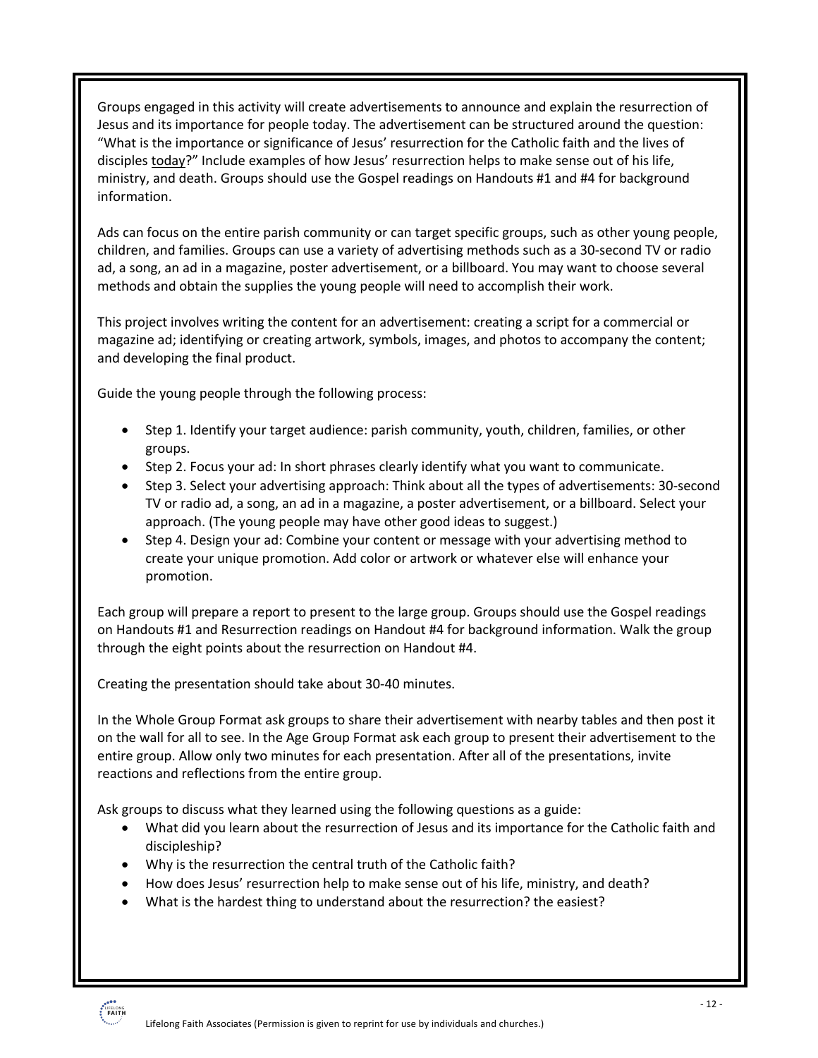Groups engaged in this activity will create advertisements to announce and explain the resurrection of Jesus and its importance for people today. The advertisement can be structured around the question: "What is the importance or significance of Jesus' resurrection for the Catholic faith and the lives of disciples today?" Include examples of how Jesus' resurrection helps to make sense out of his life, ministry, and death. Groups should use the Gospel readings on Handouts #1 and #4 for background information.

Ads can focus on the entire parish community or can target specific groups, such as other young people, children, and families. Groups can use a variety of advertising methods such as a 30-second TV or radio ad, a song, an ad in a magazine, poster advertisement, or a billboard. You may want to choose several methods and obtain the supplies the young people will need to accomplish their work.

This project involves writing the content for an advertisement: creating a script for a commercial or magazine ad; identifying or creating artwork, symbols, images, and photos to accompany the content; and developing the final product.

Guide the young people through the following process:

- Step 1. Identify your target audience: parish community, youth, children, families, or other groups.
- Step 2. Focus your ad: In short phrases clearly identify what you want to communicate.
- Step 3. Select your advertising approach: Think about all the types of advertisements: 30-second TV or radio ad, a song, an ad in a magazine, a poster advertisement, or a billboard. Select your approach. (The young people may have other good ideas to suggest.)
- Step 4. Design your ad: Combine your content or message with your advertising method to create your unique promotion. Add color or artwork or whatever else will enhance your promotion.

Each group will prepare a report to present to the large group. Groups should use the Gospel readings on Handouts #1 and Resurrection readings on Handout #4 for background information. Walk the group through the eight points about the resurrection on Handout #4.

Creating the presentation should take about 30-40 minutes.

In the Whole Group Format ask groups to share their advertisement with nearby tables and then post it on the wall for all to see. In the Age Group Format ask each group to present their advertisement to the entire group. Allow only two minutes for each presentation. After all of the presentations, invite reactions and reflections from the entire group.

Ask groups to discuss what they learned using the following questions as a guide:

- What did you learn about the resurrection of Jesus and its importance for the Catholic faith and discipleship?
- Why is the resurrection the central truth of the Catholic faith?
- How does Jesus' resurrection help to make sense out of his life, ministry, and death?
- What is the hardest thing to understand about the resurrection? the easiest?

Lifelong Faith Associates (Permission is given to reprint for use by individuals and churches.)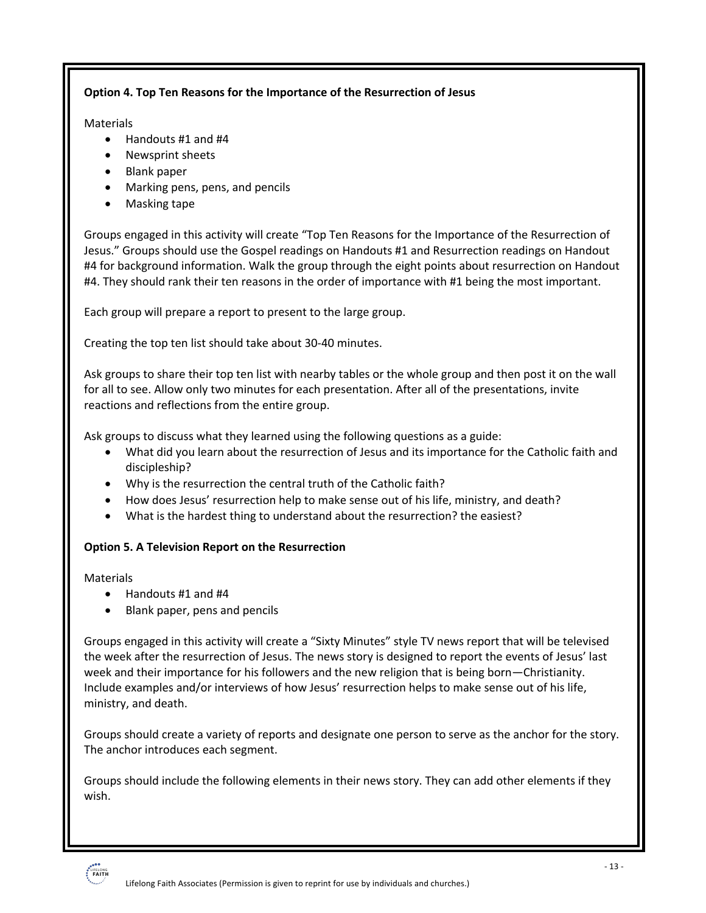**Option 4. Top Ten Reasons for the Importance of the Resurrection of Jesus**

Materials

- Handouts #1 and #4
- Newsprint sheets
- Blank paper
- Marking pens, pens, and pencils
- Masking tape

Groups engaged in this activity will create "Top Ten Reasons for the Importance of the Resurrection of Jesus." Groups should use the Gospel readings on Handouts #1 and Resurrection readings on Handout #4 for background information. Walk the group through the eight points about resurrection on Handout #4. They should rank their ten reasons in the order of importance with #1 being the most important.

Each group will prepare a report to present to the large group.

Creating the top ten list should take about 30-40 minutes.

Ask groups to share their top ten list with nearby tables or the whole group and then post it on the wall for all to see. Allow only two minutes for each presentation. After all of the presentations, invite reactions and reflections from the entire group.

Ask groups to discuss what they learned using the following questions as a guide:

- What did you learn about the resurrection of Jesus and its importance for the Catholic faith and discipleship?
- Why is the resurrection the central truth of the Catholic faith?
- How does Jesus' resurrection help to make sense out of his life, ministry, and death?
- What is the hardest thing to understand about the resurrection? the easiest?

**Option 5. A Television Report on the Resurrection**

Materials

- Handouts #1 and #4
- Blank paper, pens and pencils

Groups engaged in this activity will create a "Sixty Minutes" style TV news report that will be televised the week after the resurrection of Jesus. The news story is designed to report the events of Jesus' last week and their importance for his followers and the new religion that is being born—Christianity. Include examples and/or interviews of how Jesus' resurrection helps to make sense out of his life, ministry, and death.

Groups should create a variety of reports and designate one person to serve as the anchor for the story. The anchor introduces each segment.

Groups should include the following elements in their news story. They can add other elements if they wish.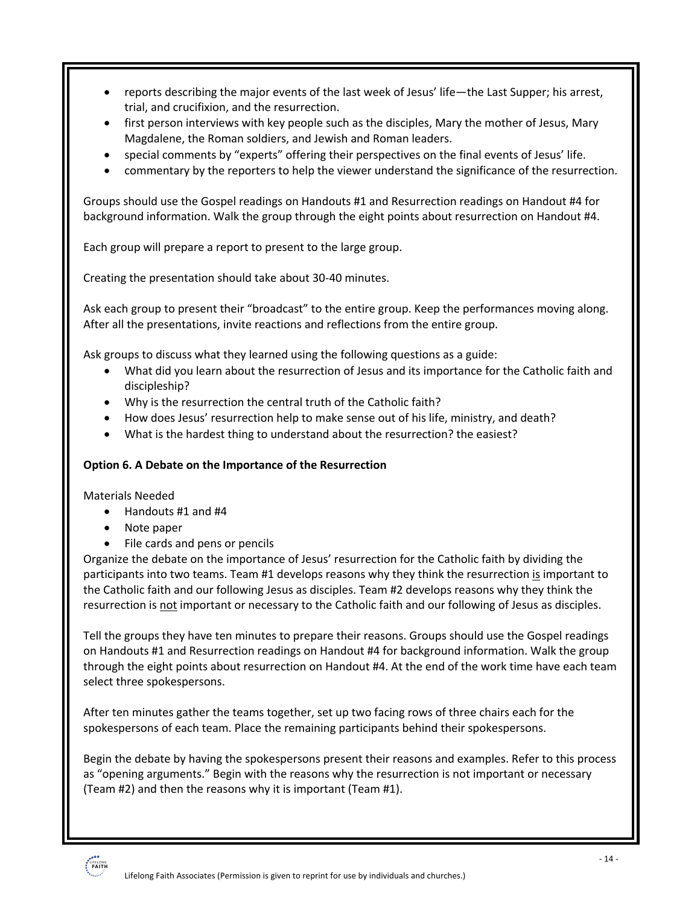- reports describing the major events of the last week of Jesus' life—the Last Supper; his arrest, trial, and crucifixion, and the resurrection.
- first person interviews with key people such as the disciples, Mary the mother of Jesus, Mary Magdalene, the Roman soldiers, and Jewish and Roman leaders.
- special comments by "experts" offering their perspectives on the final events of Jesus' life.
- commentary by the reporters to help the viewer understand the significance of the resurrection.

Groups should use the Gospel readings on Handouts #1 and Resurrection readings on Handout #4 for background information. Walk the group through the eight points about resurrection on Handout #4.

Each group will prepare a report to present to the large group.

Creating the presentation should take about 30-40 minutes.

Ask each group to present their "broadcast" to the entire group. Keep the performances moving along. After all the presentations, invite reactions and reflections from the entire group.

Ask groups to discuss what they learned using the following questions as a guide:

- What did you learn about the resurrection of Jesus and its importance for the Catholic faith and discipleship?
- Why is the resurrection the central truth of the Catholic faith?
- How does Jesus' resurrection help to make sense out of his life, ministry, and death?
- What is the hardest thing to understand about the resurrection? the easiest?

**Option 6. A Debate on the Importance of the Resurrection**

Materials Needed

- Handouts #1 and #4
- Note paper
- File cards and pens or pencils

Organize the debate on the importance of Jesus' resurrection for the Catholic faith by dividing the participants into two teams. Team #1 develops reasons why they think the resurrection <u>is</u> important to the Catholic faith and our following Jesus as disciples. Team #2 develops reasons why they think the resurrection is <u>not</u> important or necessary to the Catholic faith and our following of Jesus as disciples.

Tell the groups they have ten minutes to prepare their reasons. Groups should use the Gospel readings on Handouts #1 and Resurrection readings on Handout #4 for background information. Walk the group through the eight points about resurrection on Handout #4. At the end of the work time have each team select three spokespersons.

After ten minutes gather the teams together, set up two facing rows of three chairs each for the spokespersons of each team. Place the remaining participants behind their spokespersons.

Begin the debate by having the spokespersons present their reasons and examples. Refer to this process as "opening arguments." Begin with the reasons why the resurrection is not important or necessary (Team #2) and then the reasons why it is important (Team #1).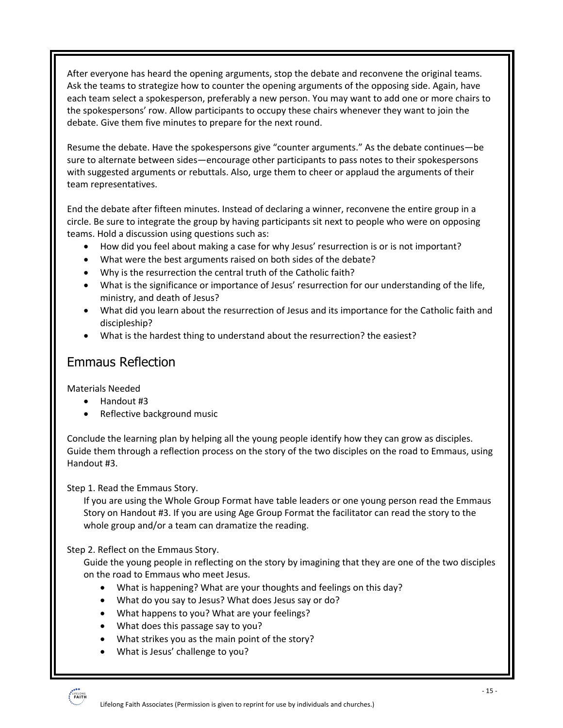After everyone has heard the opening arguments, stop the debate and reconvene the original teams. Ask the teams to strategize how to counter the opening arguments of the opposing side. Again, have each team select a spokesperson, preferably a new person. You may want to add one or more chairs to the spokespersons' row. Allow participants to occupy these chairs whenever they want to join the debate. Give them five minutes to prepare for the next round.

Resume the debate. Have the spokespersons give "counter arguments." As the debate continues—be sure to alternate between sides—encourage other participants to pass notes to their spokespersons with suggested arguments or rebuttals. Also, urge them to cheer or applaud the arguments of their team representatives.

End the debate after fifteen minutes. Instead of declaring a winner, reconvene the entire group in a circle. Be sure to integrate the group by having participants sit next to people who were on opposing teams. Hold a discussion using questions such as:

- How did you feel about making a case for why Jesus' resurrection is or is not important?
- What were the best arguments raised on both sides of the debate?
- Why is the resurrection the central truth of the Catholic faith?
- What is the significance or importance of Jesus' resurrection for our understanding of the life, ministry, and death of Jesus?
- What did you learn about the resurrection of Jesus and its importance for the Catholic faith and discipleship?
- What is the hardest thing to understand about the resurrection? the easiest?

## Emmaus Reflection

Materials Needed

- Handout #3
- Reflective background music

Conclude the learning plan by helping all the young people identify how they can grow as disciples. Guide them through a reflection process on the story of the two disciples on the road to Emmaus, using Handout #3.

Step 1. Read the Emmaus Story.

If you are using the Whole Group Format have table leaders or one young person read the Emmaus Story on Handout #3. If you are using Age Group Format the facilitator can read the story to the whole group and/or a team can dramatize the reading.

Step 2. Reflect on the Emmaus Story.

Guide the young people in reflecting on the story by imagining that they are one of the two disciples on the road to Emmaus who meet Jesus.

- What is happening? What are your thoughts and feelings on this day?
- What do you say to Jesus? What does Jesus say or do?
- What happens to you? What are your feelings?
- What does this passage say to you?
- What strikes you as the main point of the story?
- What is Jesus' challenge to you?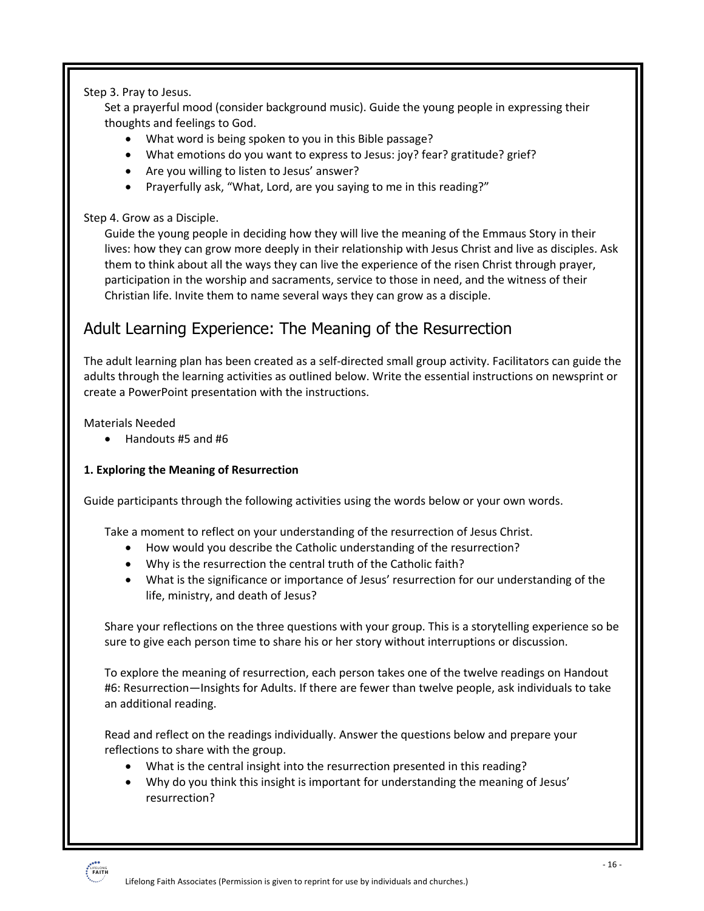Step 3. Pray to Jesus.

Set a prayerful mood (consider background music). Guide the young people in expressing their thoughts and feelings to God.

- What word is being spoken to you in this Bible passage?
- What emotions do you want to express to Jesus: joy? fear? gratitude? grief?
- Are you willing to listen to Jesus' answer?
- Prayerfully ask, "What, Lord, are you saying to me in this reading?"

Step 4. Grow as a Disciple.

Guide the young people in deciding how they will live the meaning of the Emmaus Story in their lives: how they can grow more deeply in their relationship with Jesus Christ and live as disciples. Ask them to think about all the ways they can live the experience of the risen Christ through prayer, participation in the worship and sacraments, service to those in need, and the witness of their Christian life. Invite them to name several ways they can grow as a disciple.

## Adult Learning Experience: The Meaning of the Resurrection

The adult learning plan has been created as a self-directed small group activity. Facilitators can guide the adults through the learning activities as outlined below. Write the essential instructions on newsprint or create a PowerPoint presentation with the instructions.

Materials Needed

- Handouts #5 and #6

**1. Exploring the Meaning of Resurrection**

Guide participants through the following activities using the words below or your own words.

Take a moment to reflect on your understanding of the resurrection of Jesus Christ.

- How would you describe the Catholic understanding of the resurrection?
- Why is the resurrection the central truth of the Catholic faith?
- What is the significance or importance of Jesus' resurrection for our understanding of the life, ministry, and death of Jesus?

Share your reflections on the three questions with your group. This is a storytelling experience so be sure to give each person time to share his or her story without interruptions or discussion.

To explore the meaning of resurrection, each person takes one of the twelve readings on Handout #6: Resurrection—Insights for Adults. If there are fewer than twelve people, ask individuals to take an additional reading.

Read and reflect on the readings individually. Answer the questions below and prepare your reflections to share with the group.

- What is the central insight into the resurrection presented in this reading?
- Why do you think this insight is important for understanding the meaning of Jesus' resurrection?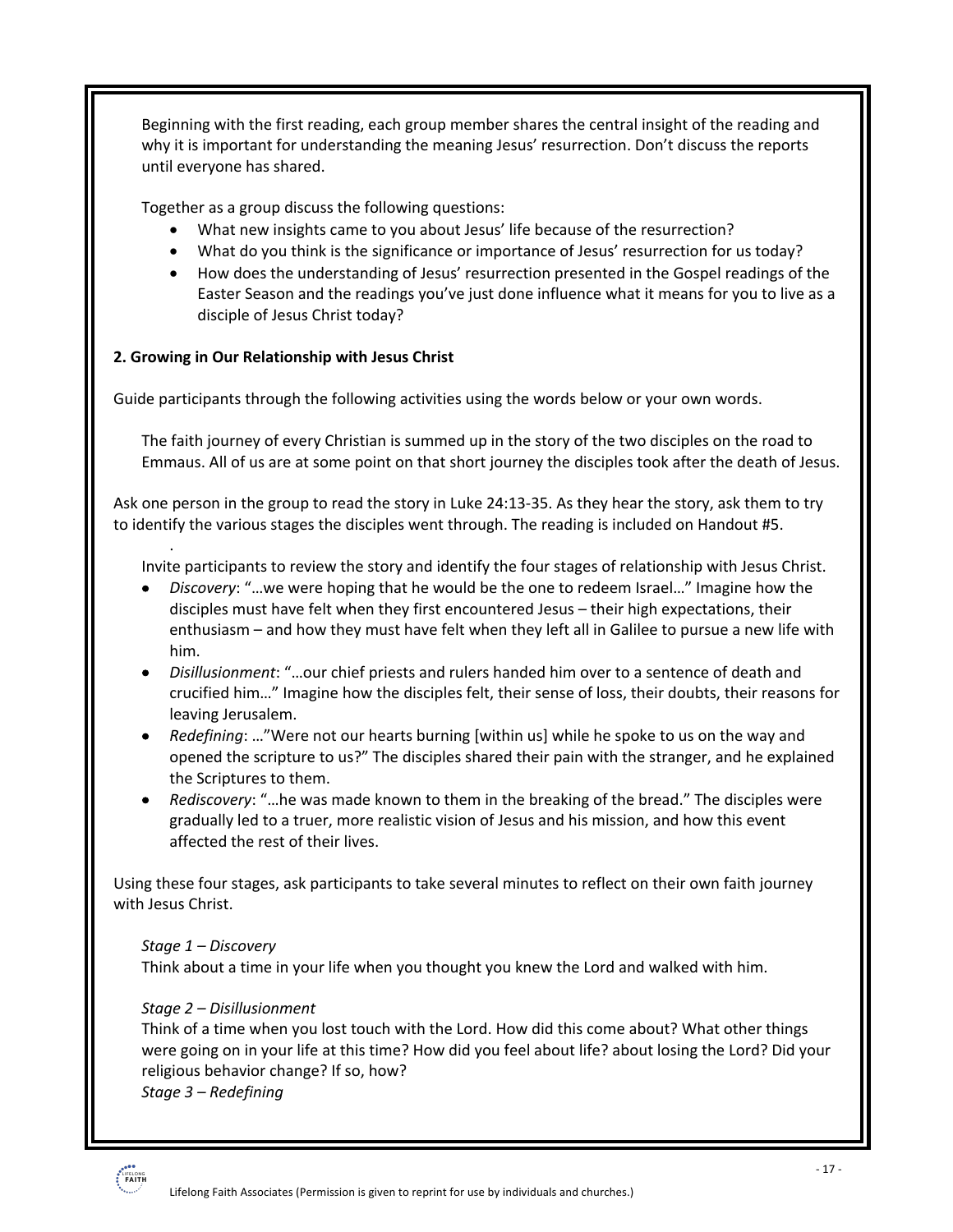Beginning with the first reading, each group member shares the central insight of the reading and why it is important for understanding the meaning Jesus' resurrection. Don't discuss the reports until everyone has shared.

Together as a group discuss the following questions:

- What new insights came to you about Jesus' life because of the resurrection?
- What do you think is the significance or importance of Jesus' resurrection for us today?
- How does the understanding of Jesus' resurrection presented in the Gospel readings of the Easter Season and the readings you've just done influence what it means for you to live as a disciple of Jesus Christ today?

**2. Growing in Our Relationship with Jesus Christ**

Guide participants through the following activities using the words below or your own words.

The faith journey of every Christian is summed up in the story of the two disciples on the road to Emmaus. All of us are at some point on that short journey the disciples took after the death of Jesus.

Ask one person in the group to read the story in Luke 24:13-35. As they hear the story, ask them to try to identify the various stages the disciples went through. The reading is included on Handout #5.

.

Invite participants to review the story and identify the four stages of relationship with Jesus Christ.

- *Discovery*: "…we were hoping that he would be the one to redeem Israel…" Imagine how the disciples must have felt when they first encountered Jesus – their high expectations, their enthusiasm – and how they must have felt when they left all in Galilee to pursue a new life with him.
- *Disillusionment*: "…our chief priests and rulers handed him over to a sentence of death and crucified him…" Imagine how the disciples felt, their sense of loss, their doubts, their reasons for leaving Jerusalem.
- *Redefining*: …"Were not our hearts burning [within us] while he spoke to us on the way and opened the scripture to us?" The disciples shared their pain with the stranger, and he explained the Scriptures to them.
- *Rediscovery*: "…he was made known to them in the breaking of the bread." The disciples were gradually led to a truer, more realistic vision of Jesus and his mission, and how this event affected the rest of their lives.

Using these four stages, ask participants to take several minutes to reflect on their own faith journey with Jesus Christ.

*Stage 1 – Discovery*
Think about a time in your life when you thought you knew the Lord and walked with him.

*Stage 2 – Disillusionment*
Think of a time when you lost touch with the Lord. How did this come about? What other things were going on in your life at this time? How did you feel about life? about losing the Lord? Did your religious behavior change? If so, how?
*Stage 3 – Redefining*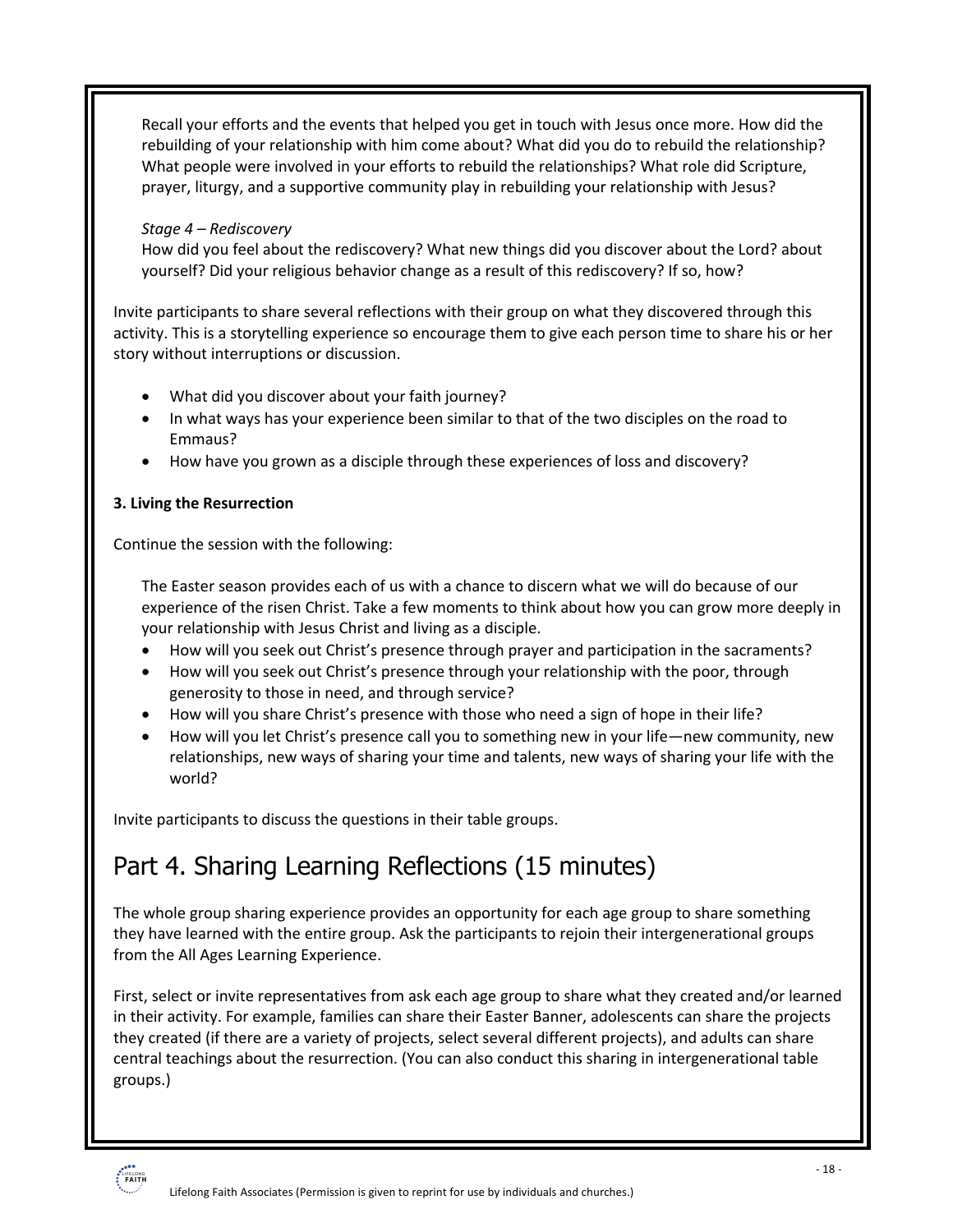Recall your efforts and the events that helped you get in touch with Jesus once more. How did the rebuilding of your relationship with him come about? What did you do to rebuild the relationship? What people were involved in your efforts to rebuild the relationships? What role did Scripture, prayer, liturgy, and a supportive community play in rebuilding your relationship with Jesus?

*Stage 4 – Rediscovery*
How did you feel about the rediscovery? What new things did you discover about the Lord? about yourself? Did your religious behavior change as a result of this rediscovery? If so, how?

Invite participants to share several reflections with their group on what they discovered through this activity. This is a storytelling experience so encourage them to give each person time to share his or her story without interruptions or discussion.

- What did you discover about your faith journey?
- In what ways has your experience been similar to that of the two disciples on the road to Emmaus?
- How have you grown as a disciple through these experiences of loss and discovery?

**3. Living the Resurrection**

Continue the session with the following:

The Easter season provides each of us with a chance to discern what we will do because of our experience of the risen Christ. Take a few moments to think about how you can grow more deeply in your relationship with Jesus Christ and living as a disciple.

- How will you seek out Christ's presence through prayer and participation in the sacraments?
- How will you seek out Christ's presence through your relationship with the poor, through generosity to those in need, and through service?
- How will you share Christ's presence with those who need a sign of hope in their life?
- How will you let Christ's presence call you to something new in your life—new community, new relationships, new ways of sharing your time and talents, new ways of sharing your life with the world?

Invite participants to discuss the questions in their table groups.

## Part 4. Sharing Learning Reflections (15 minutes)

The whole group sharing experience provides an opportunity for each age group to share something they have learned with the entire group. Ask the participants to rejoin their intergenerational groups from the All Ages Learning Experience.

First, select or invite representatives from ask each age group to share what they created and/or learned in their activity. For example, families can share their Easter Banner, adolescents can share the projects they created (if there are a variety of projects, select several different projects), and adults can share central teachings about the resurrection. (You can also conduct this sharing in intergenerational table groups.)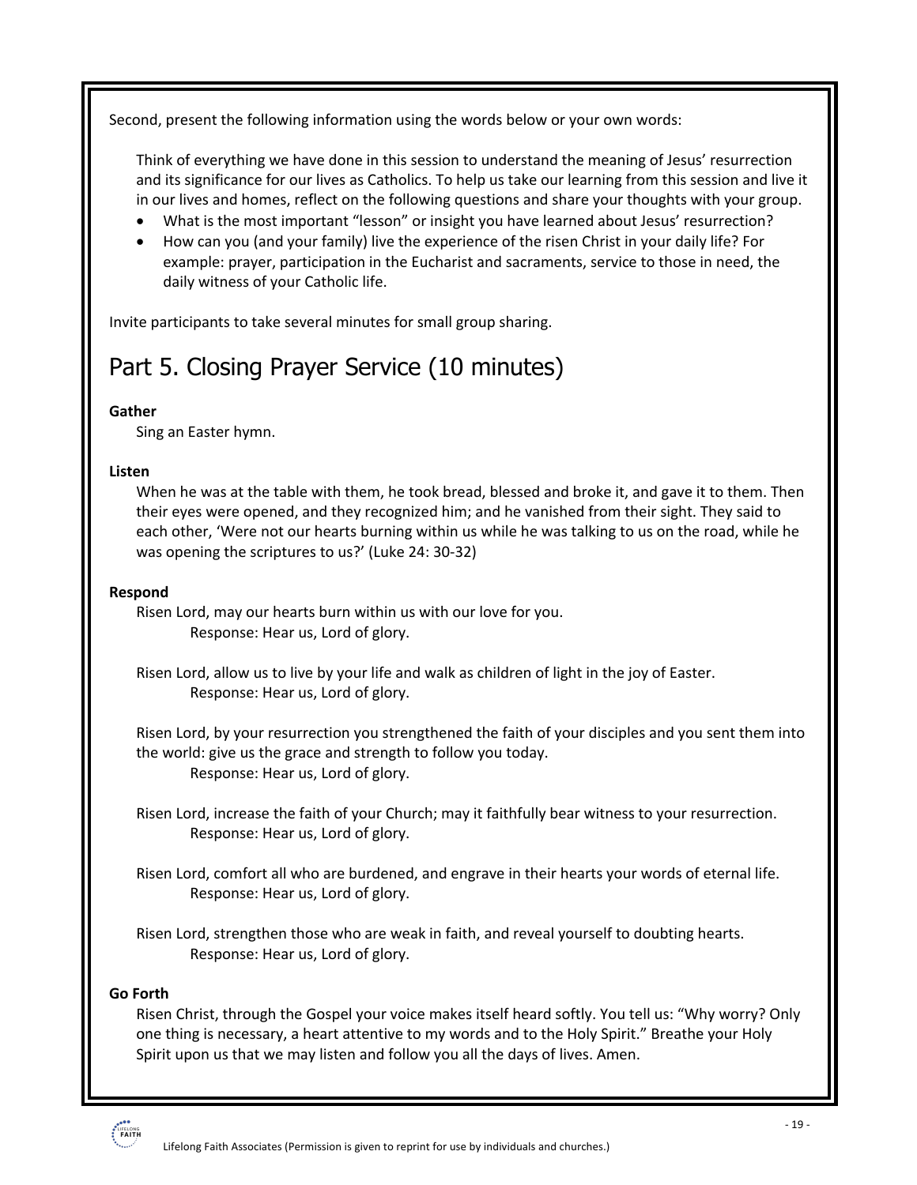Second, present the following information using the words below or your own words:

Think of everything we have done in this session to understand the meaning of Jesus' resurrection and its significance for our lives as Catholics. To help us take our learning from this session and live it in our lives and homes, reflect on the following questions and share your thoughts with your group.

- What is the most important "lesson" or insight you have learned about Jesus' resurrection?
- How can you (and your family) live the experience of the risen Christ in your daily life? For example: prayer, participation in the Eucharist and sacraments, service to those in need, the daily witness of your Catholic life.

Invite participants to take several minutes for small group sharing.

## Part 5. Closing Prayer Service (10 minutes)

**Gather**

Sing an Easter hymn.

**Listen**

When he was at the table with them, he took bread, blessed and broke it, and gave it to them. Then their eyes were opened, and they recognized him; and he vanished from their sight. They said to each other, 'Were not our hearts burning within us while he was talking to us on the road, while he was opening the scriptures to us?' (Luke 24: 30-32)

**Respond**

Risen Lord, may our hearts burn within us with our love for you.
Response: Hear us, Lord of glory.

Risen Lord, allow us to live by your life and walk as children of light in the joy of Easter.
Response: Hear us, Lord of glory.

Risen Lord, by your resurrection you strengthened the faith of your disciples and you sent them into the world: give us the grace and strength to follow you today.
Response: Hear us, Lord of glory.

Risen Lord, increase the faith of your Church; may it faithfully bear witness to your resurrection.
Response: Hear us, Lord of glory.

Risen Lord, comfort all who are burdened, and engrave in their hearts your words of eternal life.
Response: Hear us, Lord of glory.

Risen Lord, strengthen those who are weak in faith, and reveal yourself to doubting hearts.
Response: Hear us, Lord of glory.

**Go Forth**

Risen Christ, through the Gospel your voice makes itself heard softly. You tell us: "Why worry? Only one thing is necessary, a heart attentive to my words and to the Holy Spirit." Breathe your Holy Spirit upon us that we may listen and follow you all the days of lives. Amen.

Lifelong Faith Associates (Permission is given to reprint for use by individuals and churches.)